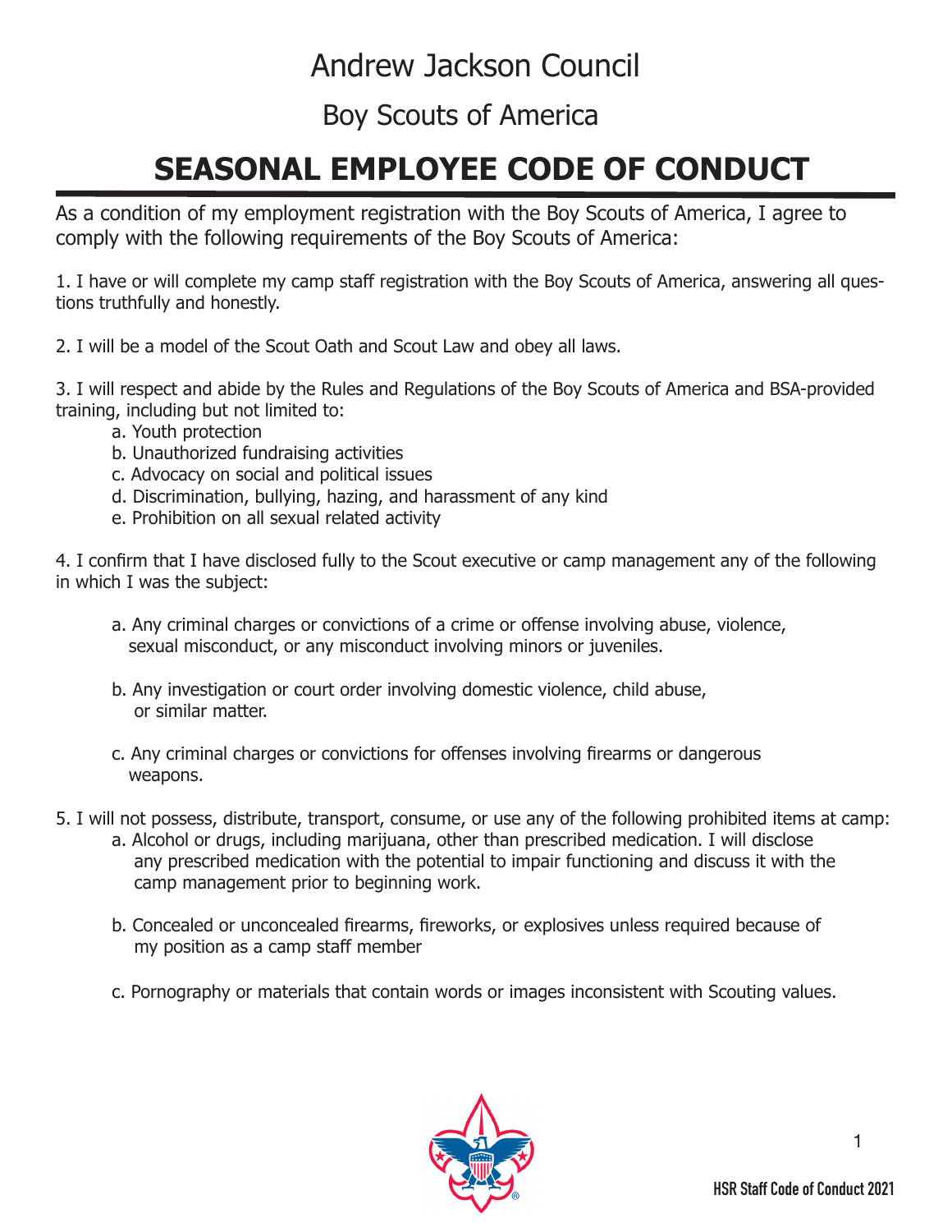# Andrew Jackson Council

## Boy Scouts of America

# SEASONAL EMPLOYEE CODE OF CONDUCT

As a condition of my employment registration with the Boy Scouts of America, I agree to comply with the following requirements of the Boy Scouts of America:

1. I have or will complete my camp staff registration with the Boy Scouts of America, answering all questions truthfully and honestly.

2. I will be a model of the Scout Oath and Scout Law and obey all laws.

3. I will respect and abide by the Rules and Regulations of the Boy Scouts of America and BSA-provided training, including but not limited to:
   a. Youth protection
   b. Unauthorized fundraising activities
   c. Advocacy on social and political issues
   d. Discrimination, bullying, hazing, and harassment of any kind
   e. Prohibition on all sexual related activity

4. I confirm that I have disclosed fully to the Scout executive or camp management any of the following in which I was the subject:

   a. Any criminal charges or convictions of a crime or offense involving abuse, violence, sexual misconduct, or any misconduct involving minors or juveniles.

   b. Any investigation or court order involving domestic violence, child abuse, or similar matter.

   c. Any criminal charges or convictions for offenses involving firearms or dangerous weapons.

5. I will not possess, distribute, transport, consume, or use any of the following prohibited items at camp:
   a. Alcohol or drugs, including marijuana, other than prescribed medication. I will disclose any prescribed medication with the potential to impair functioning and discuss it with the camp management prior to beginning work.

   b. Concealed or unconcealed firearms, fireworks, or explosives unless required because of my position as a camp staff member

   c. Pornography or materials that contain words or images inconsistent with Scouting values.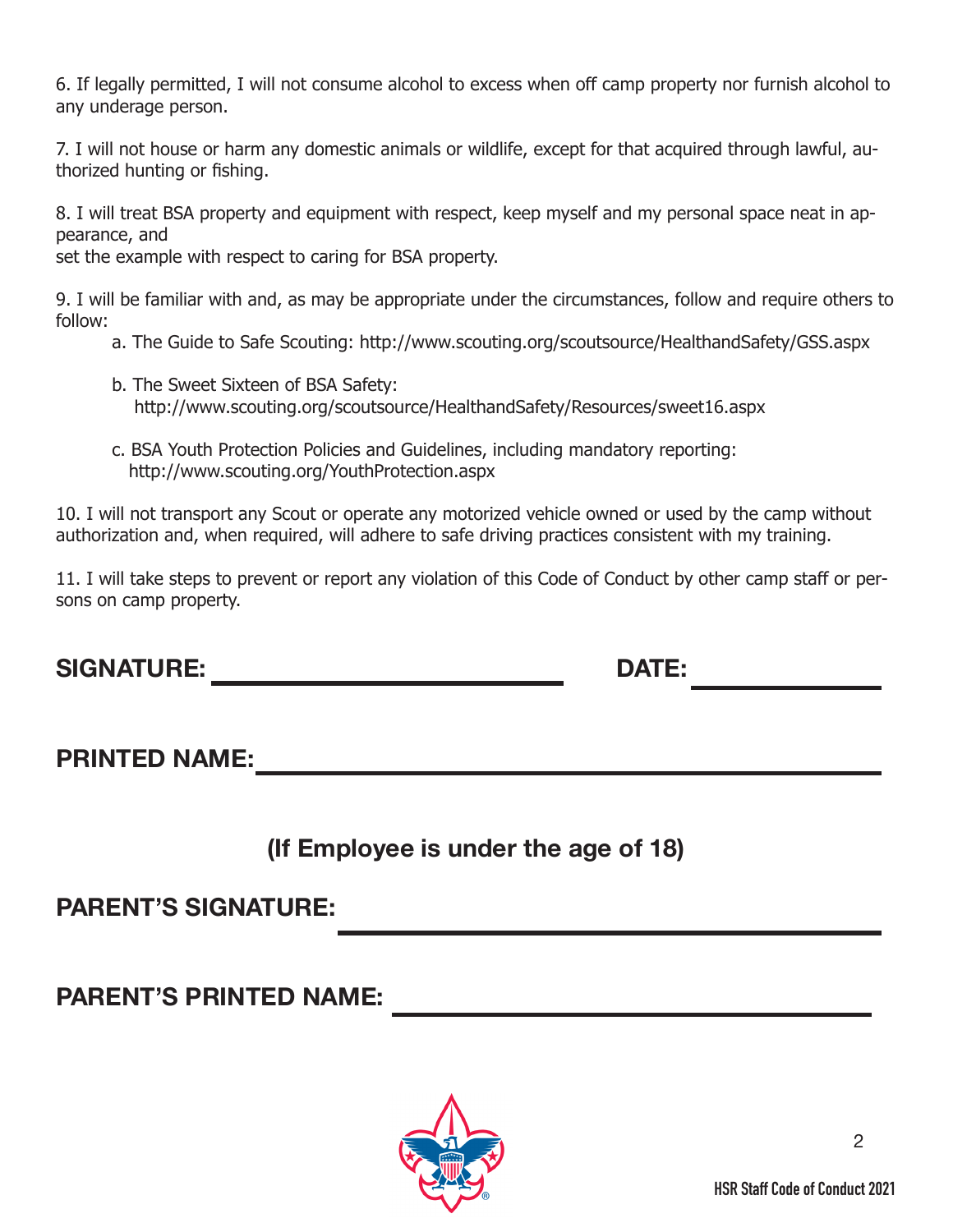6. If legally permitted, I will not consume alcohol to excess when off camp property nor furnish alcohol to any underage person.

7. I will not house or harm any domestic animals or wildlife, except for that acquired through lawful, authorized hunting or fishing.

8. I will treat BSA property and equipment with respect, keep myself and my personal space neat in appearance, and
set the example with respect to caring for BSA property.

9. I will be familiar with and, as may be appropriate under the circumstances, follow and require others to follow:

   a. The Guide to Safe Scouting: http://www.scouting.org/scoutsource/HealthandSafety/GSS.aspx

   b. The Sweet Sixteen of BSA Safety: http://www.scouting.org/scoutsource/HealthandSafety/Resources/sweet16.aspx

   c. BSA Youth Protection Policies and Guidelines, including mandatory reporting: http://www.scouting.org/YouthProtection.aspx

10. I will not transport any Scout or operate any motorized vehicle owned or used by the camp without authorization and, when required, will adhere to safe driving practices consistent with my training.

11. I will take steps to prevent or report any violation of this Code of Conduct by other camp staff or persons on camp property.

**SIGNATURE:** ____________________________ **DATE:** ______________

**PRINTED NAME:** ____________________________________________

**(If Employee is under the age of 18)**

**PARENT'S SIGNATURE:** ____________________________________

**PARENT'S PRINTED NAME:** __________________________________